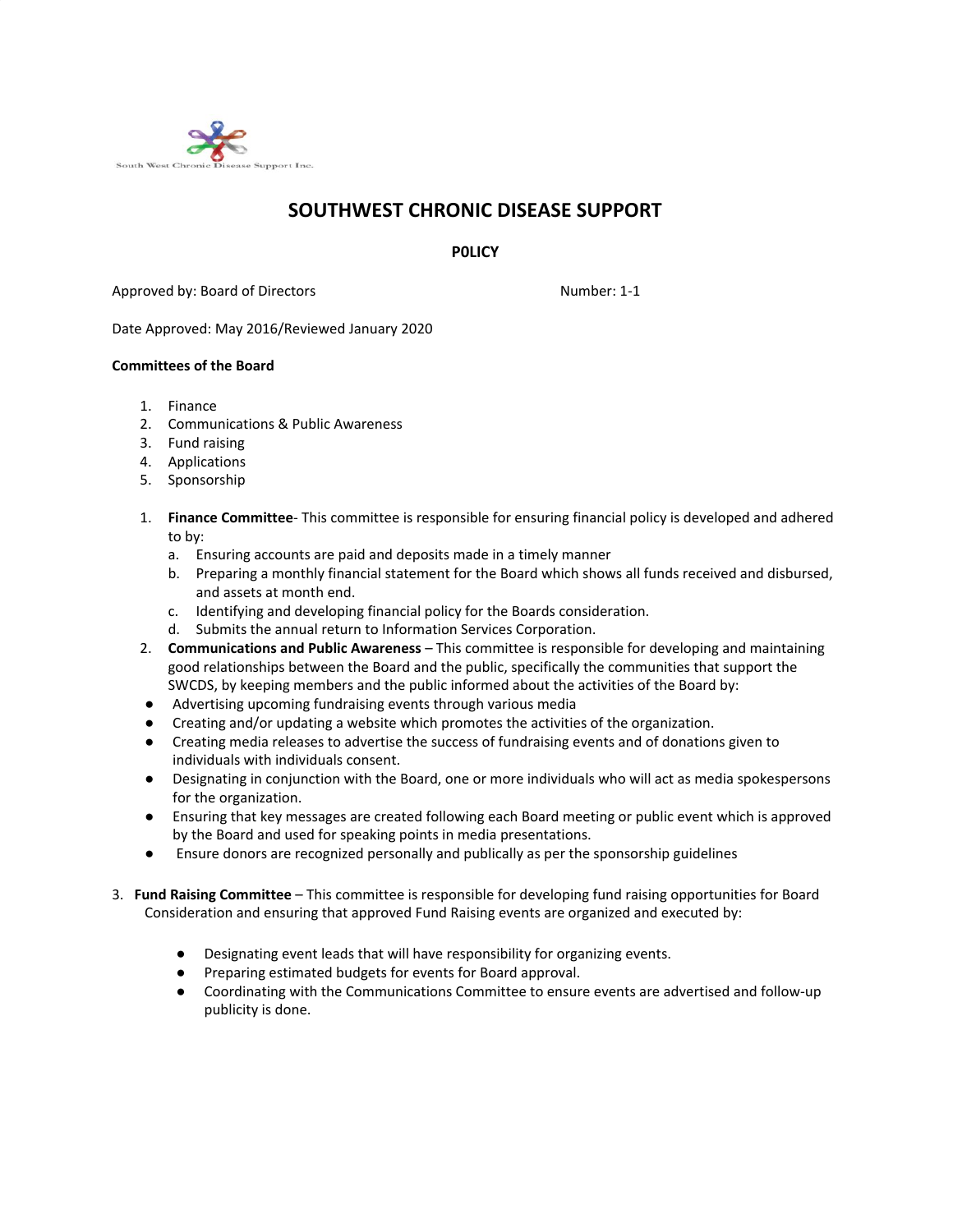South West Chronic Disease Support Inc.

# SOUTHWEST CHRONIC DISEASE SUPPORT

**P0LICY**

Approved by: Board of Directors Number: 1-1

Date Approved: May 2016/Reviewed January 2020

**Committees of the Board**

1. Finance
2. Communications & Public Awareness
3. Fund raising
4. Applications
5. Sponsorship

1. **Finance Committee**- This committee is responsible for ensuring financial policy is developed and adhered to by:
   a. Ensuring accounts are paid and deposits made in a timely manner
   b. Preparing a monthly financial statement for the Board which shows all funds received and disbursed, and assets at month end.
   c. Identifying and developing financial policy for the Boards consideration.
   d. Submits the annual return to Information Services Corporation.
2. **Communications and Public Awareness** – This committee is responsible for developing and maintaining good relationships between the Board and the public, specifically the communities that support the SWCDS, by keeping members and the public informed about the activities of the Board by:

- Advertising upcoming fundraising events through various media
- Creating and/or updating a website which promotes the activities of the organization.
- Creating media releases to advertise the success of fundraising events and of donations given to individuals with individuals consent.
- Designating in conjunction with the Board, one or more individuals who will act as media spokespersons for the organization.
- Ensuring that key messages are created following each Board meeting or public event which is approved by the Board and used for speaking points in media presentations.
- Ensure donors are recognized personally and publically as per the sponsorship guidelines

3. **Fund Raising Committee** – This committee is responsible for developing fund raising opportunities for Board Consideration and ensuring that approved Fund Raising events are organized and executed by:

   - Designating event leads that will have responsibility for organizing events.
   - Preparing estimated budgets for events for Board approval.
   - Coordinating with the Communications Committee to ensure events are advertised and follow-up publicity is done.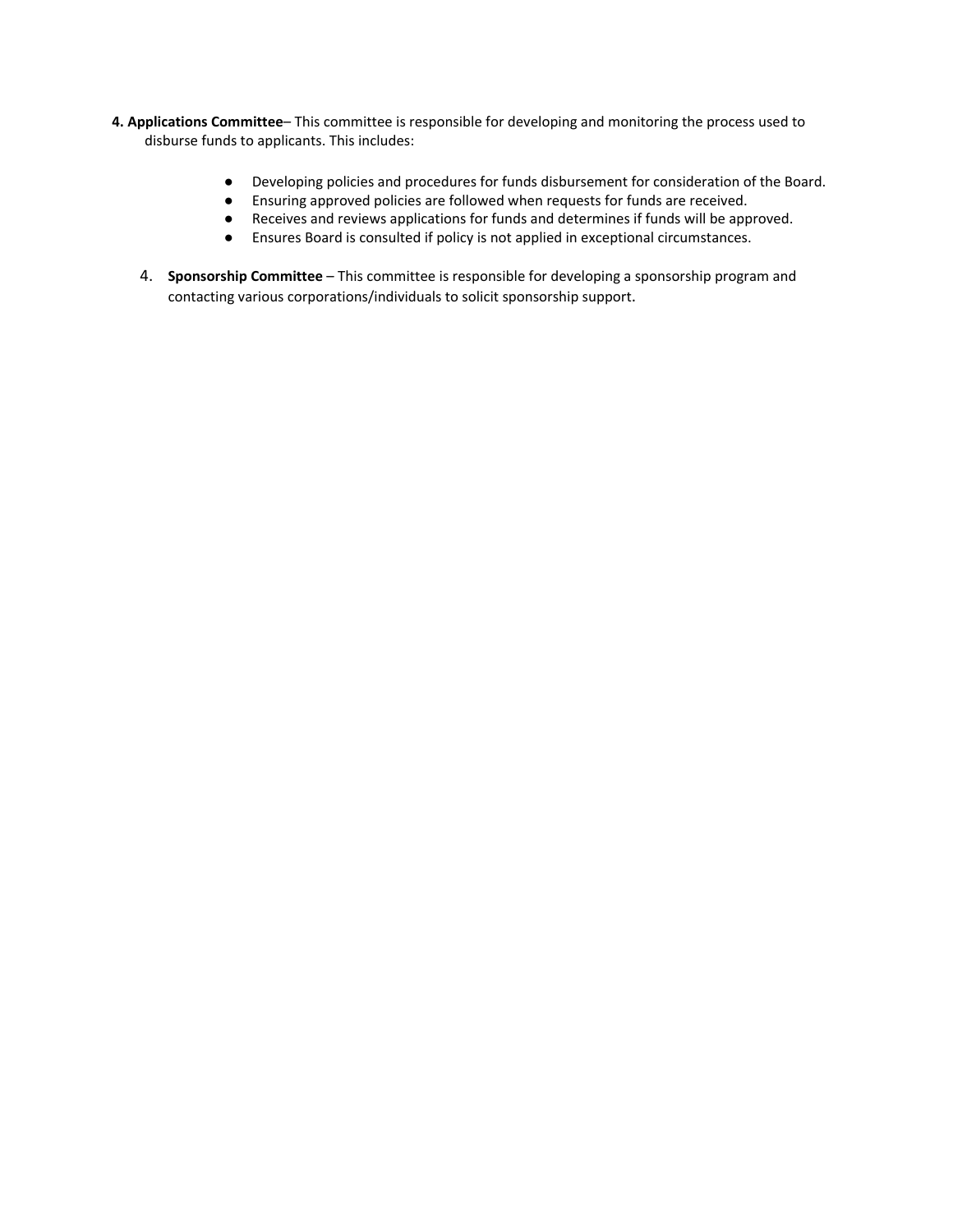**4. Applications Committee**– This committee is responsible for developing and monitoring the process used to disburse funds to applicants. This includes:

- Developing policies and procedures for funds disbursement for consideration of the Board.
- Ensuring approved policies are followed when requests for funds are received.
- Receives and reviews applications for funds and determines if funds will be approved.
- Ensures Board is consulted if policy is not applied in exceptional circumstances.

4. **Sponsorship Committee** – This committee is responsible for developing a sponsorship program and contacting various corporations/individuals to solicit sponsorship support.